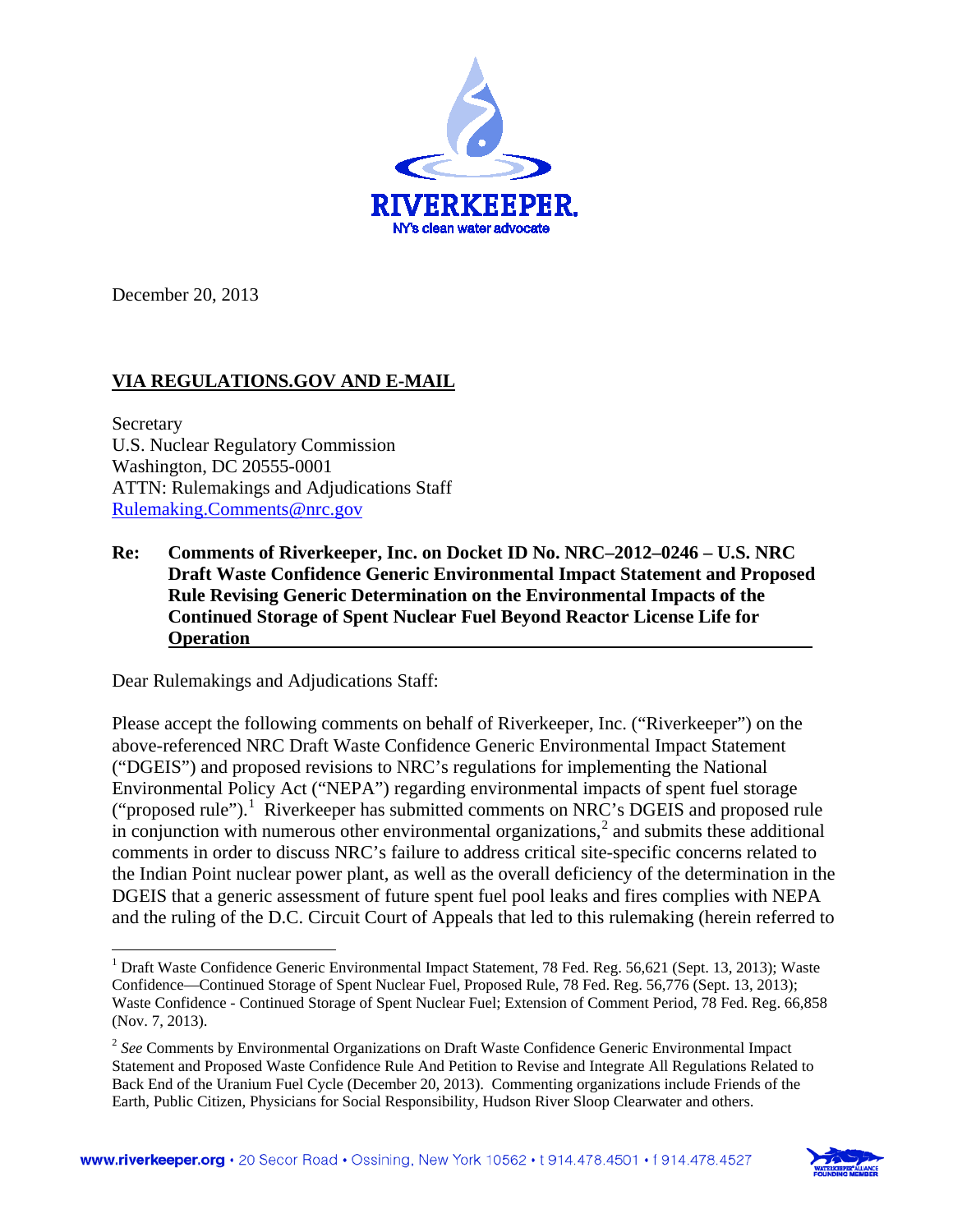RIVERKEEPER.
NY's clean water advocate

December 20, 2013

**VIA REGULATIONS.GOV AND E-MAIL**

Secretary
U.S. Nuclear Regulatory Commission
Washington, DC 20555-0001
ATTN: Rulemakings and Adjudications Staff
Rulemaking.Comments@nrc.gov

**Re: Comments of Riverkeeper, Inc. on Docket ID No. NRC–2012–0246 – U.S. NRC Draft Waste Confidence Generic Environmental Impact Statement and Proposed Rule Revising Generic Determination on the Environmental Impacts of the Continued Storage of Spent Nuclear Fuel Beyond Reactor License Life for Operation**

Dear Rulemakings and Adjudications Staff:

Please accept the following comments on behalf of Riverkeeper, Inc. ("Riverkeeper") on the above-referenced NRC Draft Waste Confidence Generic Environmental Impact Statement ("DGEIS") and proposed revisions to NRC's regulations for implementing the National Environmental Policy Act ("NEPA") regarding environmental impacts of spent fuel storage ("proposed rule").[1] Riverkeeper has submitted comments on NRC's DGEIS and proposed rule in conjunction with numerous other environmental organizations,[2] and submits these additional comments in order to discuss NRC's failure to address critical site-specific concerns related to the Indian Point nuclear power plant, as well as the overall deficiency of the determination in the DGEIS that a generic assessment of future spent fuel pool leaks and fires complies with NEPA and the ruling of the D.C. Circuit Court of Appeals that led to this rulemaking (herein referred to

---

[1] Draft Waste Confidence Generic Environmental Impact Statement, 78 Fed. Reg. 56,621 (Sept. 13, 2013); Waste Confidence—Continued Storage of Spent Nuclear Fuel, Proposed Rule, 78 Fed. Reg. 56,776 (Sept. 13, 2013); Waste Confidence - Continued Storage of Spent Nuclear Fuel; Extension of Comment Period, 78 Fed. Reg. 66,858 (Nov. 7, 2013).

[2] *See* Comments by Environmental Organizations on Draft Waste Confidence Generic Environmental Impact Statement and Proposed Waste Confidence Rule And Petition to Revise and Integrate All Regulations Related to Back End of the Uranium Fuel Cycle (December 20, 2013). Commenting organizations include Friends of the Earth, Public Citizen, Physicians for Social Responsibility, Hudson River Sloop Clearwater and others.

www.riverkeeper.org • 20 Secor Road • Ossining, New York 10562 • t 914.478.4501 • f 914.478.4527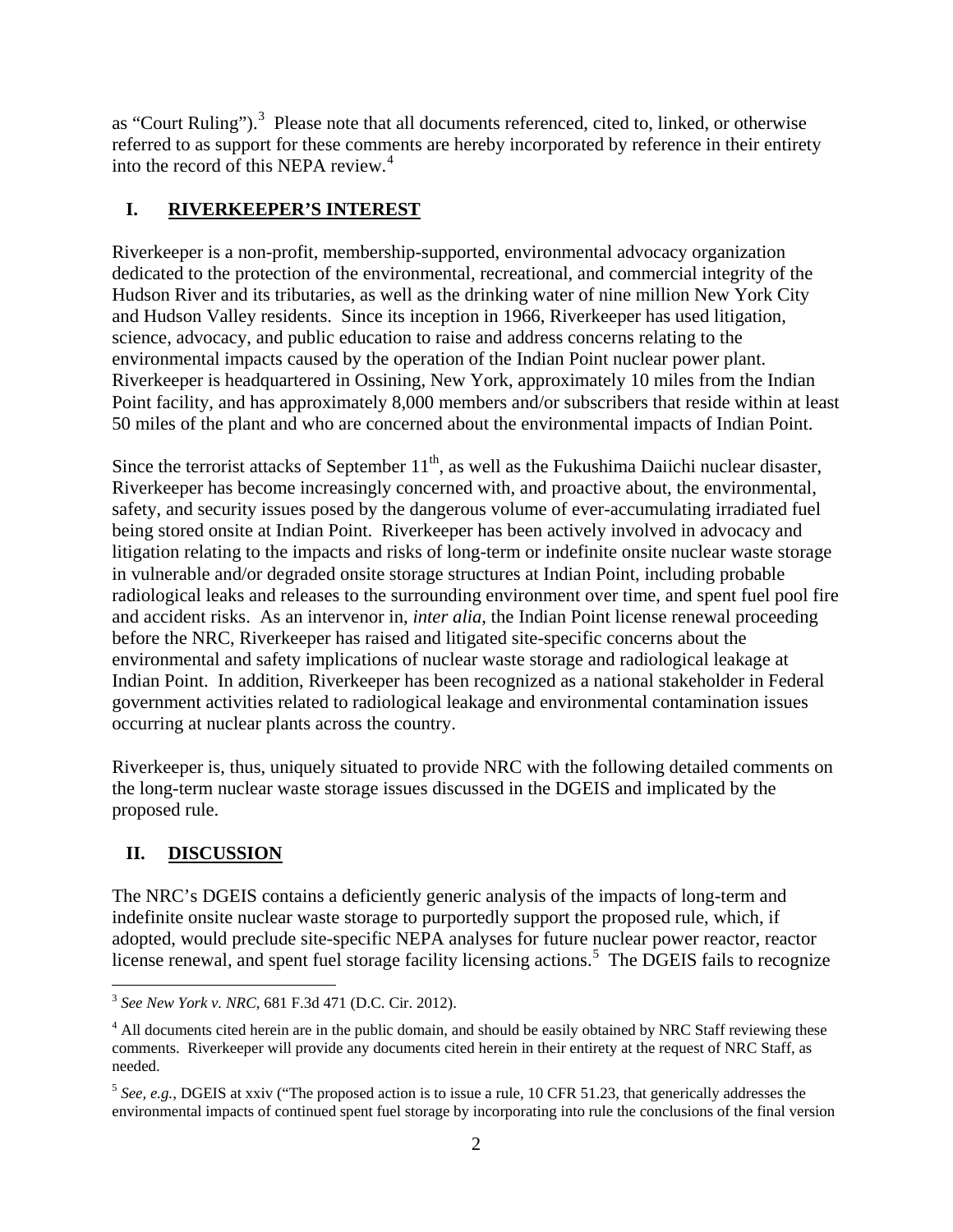as "Court Ruling").[3] Please note that all documents referenced, cited to, linked, or otherwise referred to as support for these comments are hereby incorporated by reference in their entirety into the record of this NEPA review.[4]

## I. RIVERKEEPER'S INTEREST

Riverkeeper is a non-profit, membership-supported, environmental advocacy organization dedicated to the protection of the environmental, recreational, and commercial integrity of the Hudson River and its tributaries, as well as the drinking water of nine million New York City and Hudson Valley residents. Since its inception in 1966, Riverkeeper has used litigation, science, advocacy, and public education to raise and address concerns relating to the environmental impacts caused by the operation of the Indian Point nuclear power plant. Riverkeeper is headquartered in Ossining, New York, approximately 10 miles from the Indian Point facility, and has approximately 8,000 members and/or subscribers that reside within at least 50 miles of the plant and who are concerned about the environmental impacts of Indian Point.

Since the terrorist attacks of September 11th, as well as the Fukushima Daiichi nuclear disaster, Riverkeeper has become increasingly concerned with, and proactive about, the environmental, safety, and security issues posed by the dangerous volume of ever-accumulating irradiated fuel being stored onsite at Indian Point. Riverkeeper has been actively involved in advocacy and litigation relating to the impacts and risks of long-term or indefinite onsite nuclear waste storage in vulnerable and/or degraded onsite storage structures at Indian Point, including probable radiological leaks and releases to the surrounding environment over time, and spent fuel pool fire and accident risks. As an intervenor in, *inter alia*, the Indian Point license renewal proceeding before the NRC, Riverkeeper has raised and litigated site-specific concerns about the environmental and safety implications of nuclear waste storage and radiological leakage at Indian Point. In addition, Riverkeeper has been recognized as a national stakeholder in Federal government activities related to radiological leakage and environmental contamination issues occurring at nuclear plants across the country.

Riverkeeper is, thus, uniquely situated to provide NRC with the following detailed comments on the long-term nuclear waste storage issues discussed in the DGEIS and implicated by the proposed rule.

## II. DISCUSSION

The NRC's DGEIS contains a deficiently generic analysis of the impacts of long-term and indefinite onsite nuclear waste storage to purportedly support the proposed rule, which, if adopted, would preclude site-specific NEPA analyses for future nuclear power reactor, reactor license renewal, and spent fuel storage facility licensing actions.[5] The DGEIS fails to recognize

---

[3] *See New York v. NRC*, 681 F.3d 471 (D.C. Cir. 2012).

[4] All documents cited herein are in the public domain, and should be easily obtained by NRC Staff reviewing these comments. Riverkeeper will provide any documents cited herein in their entirety at the request of NRC Staff, as needed.

[5] *See, e.g.*, DGEIS at xxiv ("The proposed action is to issue a rule, 10 CFR 51.23, that generically addresses the environmental impacts of continued spent fuel storage by incorporating into rule the conclusions of the final version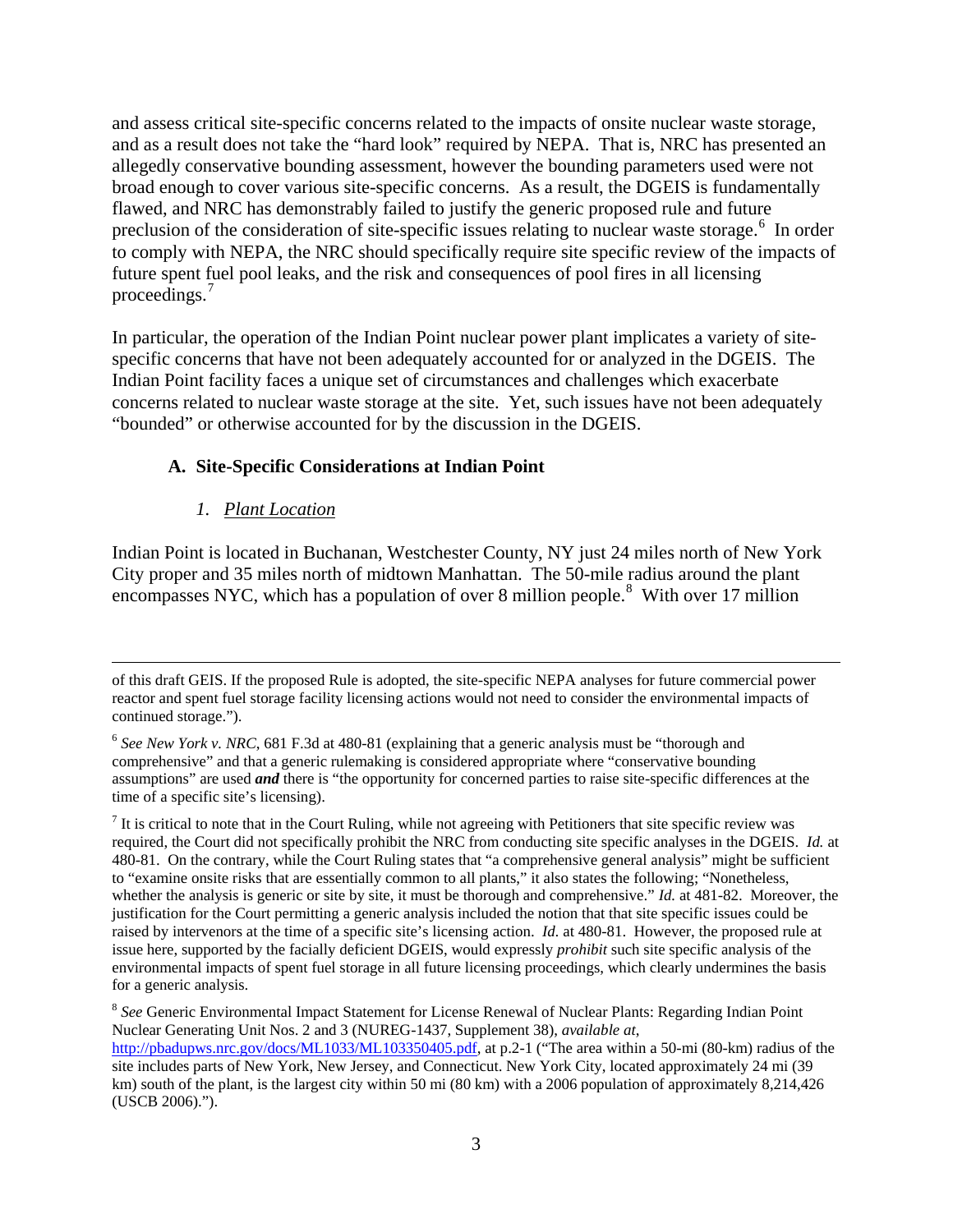and assess critical site-specific concerns related to the impacts of onsite nuclear waste storage, and as a result does not take the "hard look" required by NEPA. That is, NRC has presented an allegedly conservative bounding assessment, however the bounding parameters used were not broad enough to cover various site-specific concerns. As a result, the DGEIS is fundamentally flawed, and NRC has demonstrably failed to justify the generic proposed rule and future preclusion of the consideration of site-specific issues relating to nuclear waste storage.[6] In order to comply with NEPA, the NRC should specifically require site specific review of the impacts of future spent fuel pool leaks, and the risk and consequences of pool fires in all licensing proceedings.[7]

In particular, the operation of the Indian Point nuclear power plant implicates a variety of site-specific concerns that have not been adequately accounted for or analyzed in the DGEIS. The Indian Point facility faces a unique set of circumstances and challenges which exacerbate concerns related to nuclear waste storage at the site. Yet, such issues have not been adequately "bounded" or otherwise accounted for by the discussion in the DGEIS.

### A. Site-Specific Considerations at Indian Point

#### *1. Plant Location*

Indian Point is located in Buchanan, Westchester County, NY just 24 miles north of New York City proper and 35 miles north of midtown Manhattan. The 50-mile radius around the plant encompasses NYC, which has a population of over 8 million people.[8] With over 17 million

---

of this draft GEIS. If the proposed Rule is adopted, the site-specific NEPA analyses for future commercial power reactor and spent fuel storage facility licensing actions would not need to consider the environmental impacts of continued storage.").

[6] *See New York v. NRC*, 681 F.3d at 480-81 (explaining that a generic analysis must be "thorough and comprehensive" and that a generic rulemaking is considered appropriate where "conservative bounding assumptions" are used ***and*** there is "the opportunity for concerned parties to raise site-specific differences at the time of a specific site's licensing).

[7] It is critical to note that in the Court Ruling, while not agreeing with Petitioners that site specific review was required, the Court did not specifically prohibit the NRC from conducting site specific analyses in the DGEIS. *Id.* at 480-81. On the contrary, while the Court Ruling states that "a comprehensive general analysis" might be sufficient to "examine onsite risks that are essentially common to all plants," it also states the following; "Nonetheless, whether the analysis is generic or site by site, it must be thorough and comprehensive." *Id.* at 481-82. Moreover, the justification for the Court permitting a generic analysis included the notion that that site specific issues could be raised by intervenors at the time of a specific site's licensing action. *Id.* at 480-81. However, the proposed rule at issue here, supported by the facially deficient DGEIS, would expressly *prohibit* such site specific analysis of the environmental impacts of spent fuel storage in all future licensing proceedings, which clearly undermines the basis for a generic analysis.

[8] *See* Generic Environmental Impact Statement for License Renewal of Nuclear Plants: Regarding Indian Point Nuclear Generating Unit Nos. 2 and 3 (NUREG-1437, Supplement 38), *available at*, http://pbadupws.nrc.gov/docs/ML1033/ML103350405.pdf, at p.2-1 ("The area within a 50-mi (80-km) radius of the site includes parts of New York, New Jersey, and Connecticut. New York City, located approximately 24 mi (39 km) south of the plant, is the largest city within 50 mi (80 km) with a 2006 population of approximately 8,214,426 (USCB 2006).").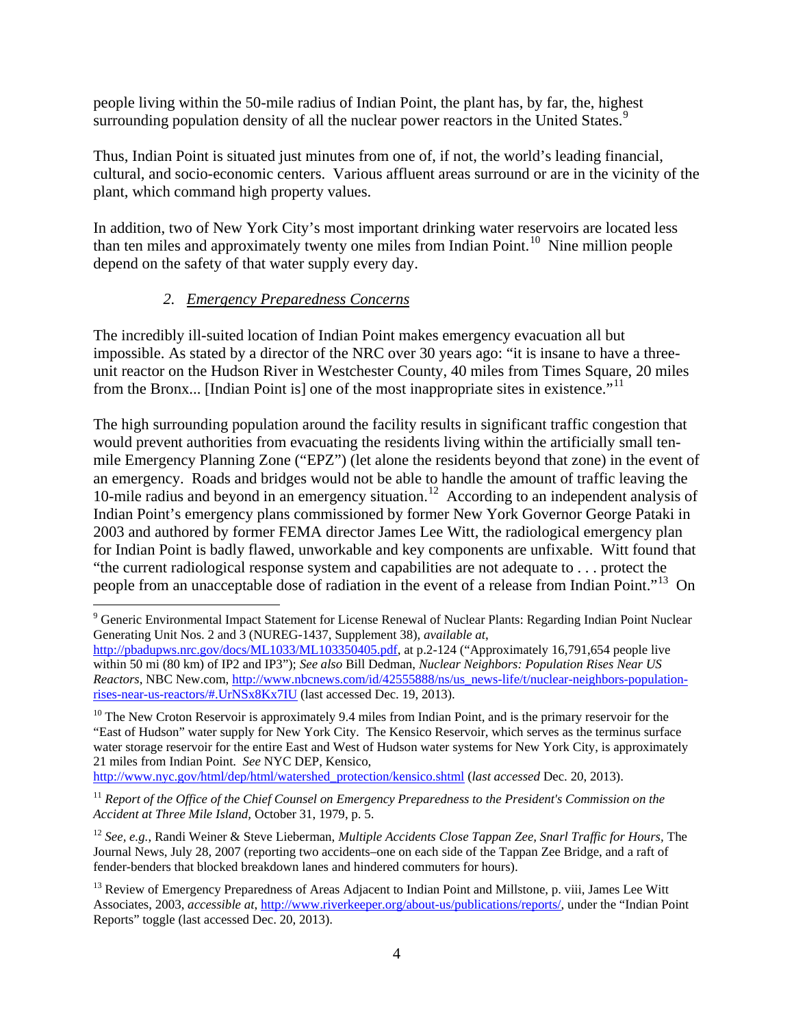people living within the 50-mile radius of Indian Point, the plant has, by far, the, highest surrounding population density of all the nuclear power reactors in the United States.[9]

Thus, Indian Point is situated just minutes from one of, if not, the world's leading financial, cultural, and socio-economic centers. Various affluent areas surround or are in the vicinity of the plant, which command high property values.

In addition, two of New York City's most important drinking water reservoirs are located less than ten miles and approximately twenty one miles from Indian Point.[10] Nine million people depend on the safety of that water supply every day.

### *2. Emergency Preparedness Concerns*

The incredibly ill-suited location of Indian Point makes emergency evacuation all but impossible. As stated by a director of the NRC over 30 years ago: "it is insane to have a three-unit reactor on the Hudson River in Westchester County, 40 miles from Times Square, 20 miles from the Bronx... [Indian Point is] one of the most inappropriate sites in existence."[11]

The high surrounding population around the facility results in significant traffic congestion that would prevent authorities from evacuating the residents living within the artificially small ten-mile Emergency Planning Zone ("EPZ") (let alone the residents beyond that zone) in the event of an emergency. Roads and bridges would not be able to handle the amount of traffic leaving the 10-mile radius and beyond in an emergency situation.[12] According to an independent analysis of Indian Point's emergency plans commissioned by former New York Governor George Pataki in 2003 and authored by former FEMA director James Lee Witt, the radiological emergency plan for Indian Point is badly flawed, unworkable and key components are unfixable. Witt found that "the current radiological response system and capabilities are not adequate to . . . protect the people from an unacceptable dose of radiation in the event of a release from Indian Point."[13] On

---

[9] Generic Environmental Impact Statement for License Renewal of Nuclear Plants: Regarding Indian Point Nuclear Generating Unit Nos. 2 and 3 (NUREG-1437, Supplement 38), *available at*, http://pbadupws.nrc.gov/docs/ML1033/ML103350405.pdf, at p.2-124 ("Approximately 16,791,654 people live within 50 mi (80 km) of IP2 and IP3"); *See also* Bill Dedman, *Nuclear Neighbors: Population Rises Near US Reactors*, NBC New.com, http://www.nbcnews.com/id/42555888/ns/us_news-life/t/nuclear-neighbors-population-rises-near-us-reactors/#.UrNSx8Kx7IU (last accessed Dec. 19, 2013).

[10] The New Croton Reservoir is approximately 9.4 miles from Indian Point, and is the primary reservoir for the "East of Hudson" water supply for New York City. The Kensico Reservoir, which serves as the terminus surface water storage reservoir for the entire East and West of Hudson water systems for New York City, is approximately 21 miles from Indian Point. *See* NYC DEP, Kensico, http://www.nyc.gov/html/dep/html/watershed_protection/kensico.shtml (*last accessed* Dec. 20, 2013).

[11] *Report of the Office of the Chief Counsel on Emergency Preparedness to the President's Commission on the Accident at Three Mile Island,* October 31, 1979, p. 5.

[12] *See, e.g.,* Randi Weiner & Steve Lieberman, *Multiple Accidents Close Tappan Zee, Snarl Traffic for Hours*, The Journal News, July 28, 2007 (reporting two accidents–one on each side of the Tappan Zee Bridge, and a raft of fender-benders that blocked breakdown lanes and hindered commuters for hours).

[13] Review of Emergency Preparedness of Areas Adjacent to Indian Point and Millstone, p. viii, James Lee Witt Associates, 2003, *accessible at*, http://www.riverkeeper.org/about-us/publications/reports/, under the "Indian Point Reports" toggle (last accessed Dec. 20, 2013).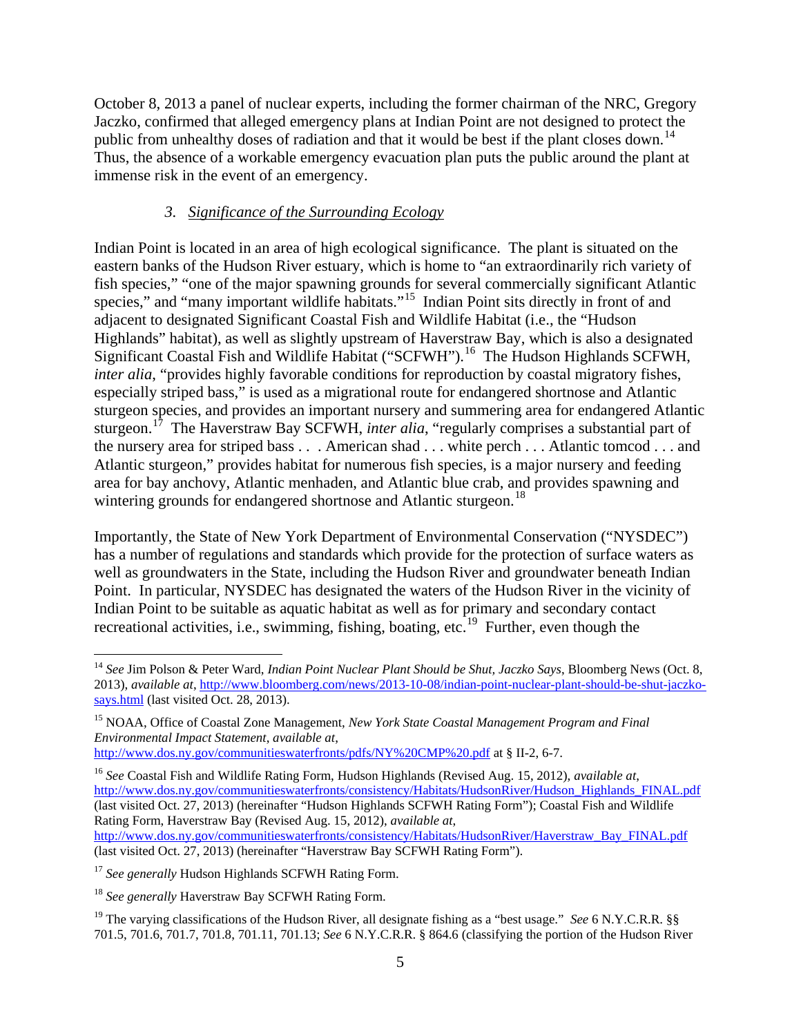October 8, 2013 a panel of nuclear experts, including the former chairman of the NRC, Gregory Jaczko, confirmed that alleged emergency plans at Indian Point are not designed to protect the public from unhealthy doses of radiation and that it would be best if the plant closes down.[14] Thus, the absence of a workable emergency evacuation plan puts the public around the plant at immense risk in the event of an emergency.

### *3. Significance of the Surrounding Ecology*

Indian Point is located in an area of high ecological significance. The plant is situated on the eastern banks of the Hudson River estuary, which is home to "an extraordinarily rich variety of fish species," "one of the major spawning grounds for several commercially significant Atlantic species," and "many important wildlife habitats."[15] Indian Point sits directly in front of and adjacent to designated Significant Coastal Fish and Wildlife Habitat (i.e., the "Hudson Highlands" habitat), as well as slightly upstream of Haverstraw Bay, which is also a designated Significant Coastal Fish and Wildlife Habitat ("SCFWH").[16] The Hudson Highlands SCFWH, *inter alia*, "provides highly favorable conditions for reproduction by coastal migratory fishes, especially striped bass," is used as a migrational route for endangered shortnose and Atlantic sturgeon species, and provides an important nursery and summering area for endangered Atlantic sturgeon.[17] The Haverstraw Bay SCFWH, *inter alia*, "regularly comprises a substantial part of the nursery area for striped bass . . . American shad . . . white perch . . . Atlantic tomcod . . . and Atlantic sturgeon," provides habitat for numerous fish species, is a major nursery and feeding area for bay anchovy, Atlantic menhaden, and Atlantic blue crab, and provides spawning and wintering grounds for endangered shortnose and Atlantic sturgeon.[18]

Importantly, the State of New York Department of Environmental Conservation ("NYSDEC") has a number of regulations and standards which provide for the protection of surface waters as well as groundwaters in the State, including the Hudson River and groundwater beneath Indian Point. In particular, NYSDEC has designated the waters of the Hudson River in the vicinity of Indian Point to be suitable as aquatic habitat as well as for primary and secondary contact recreational activities, i.e., swimming, fishing, boating, etc.[19] Further, even though the

---

[14] *See* Jim Polson & Peter Ward, *Indian Point Nuclear Plant Should be Shut, Jaczko Says*, Bloomberg News (Oct. 8, 2013), *available at*, http://www.bloomberg.com/news/2013-10-08/indian-point-nuclear-plant-should-be-shut-jaczko-says.html (last visited Oct. 28, 2013).

[15] NOAA, Office of Coastal Zone Management, *New York State Coastal Management Program and Final Environmental Impact Statement*, *available at*, http://www.dos.ny.gov/communitieswaterfronts/pdfs/NY%20CMP%20.pdf at § II-2, 6-7.

[16] *See* Coastal Fish and Wildlife Rating Form, Hudson Highlands (Revised Aug. 15, 2012), *available at*, http://www.dos.ny.gov/communitieswaterfronts/consistency/Habitats/HudsonRiver/Hudson_Highlands_FINAL.pdf (last visited Oct. 27, 2013) (hereinafter "Hudson Highlands SCFWH Rating Form"); Coastal Fish and Wildlife Rating Form, Haverstraw Bay (Revised Aug. 15, 2012), *available at*, http://www.dos.ny.gov/communitieswaterfronts/consistency/Habitats/HudsonRiver/Haverstraw_Bay_FINAL.pdf (last visited Oct. 27, 2013) (hereinafter "Haverstraw Bay SCFWH Rating Form").

[17] *See generally* Hudson Highlands SCFWH Rating Form.

[18] *See generally* Haverstraw Bay SCFWH Rating Form.

[19] The varying classifications of the Hudson River, all designate fishing as a "best usage." *See* 6 N.Y.C.R.R. §§ 701.5, 701.6, 701.7, 701.8, 701.11, 701.13; *See* 6 N.Y.C.R.R. § 864.6 (classifying the portion of the Hudson River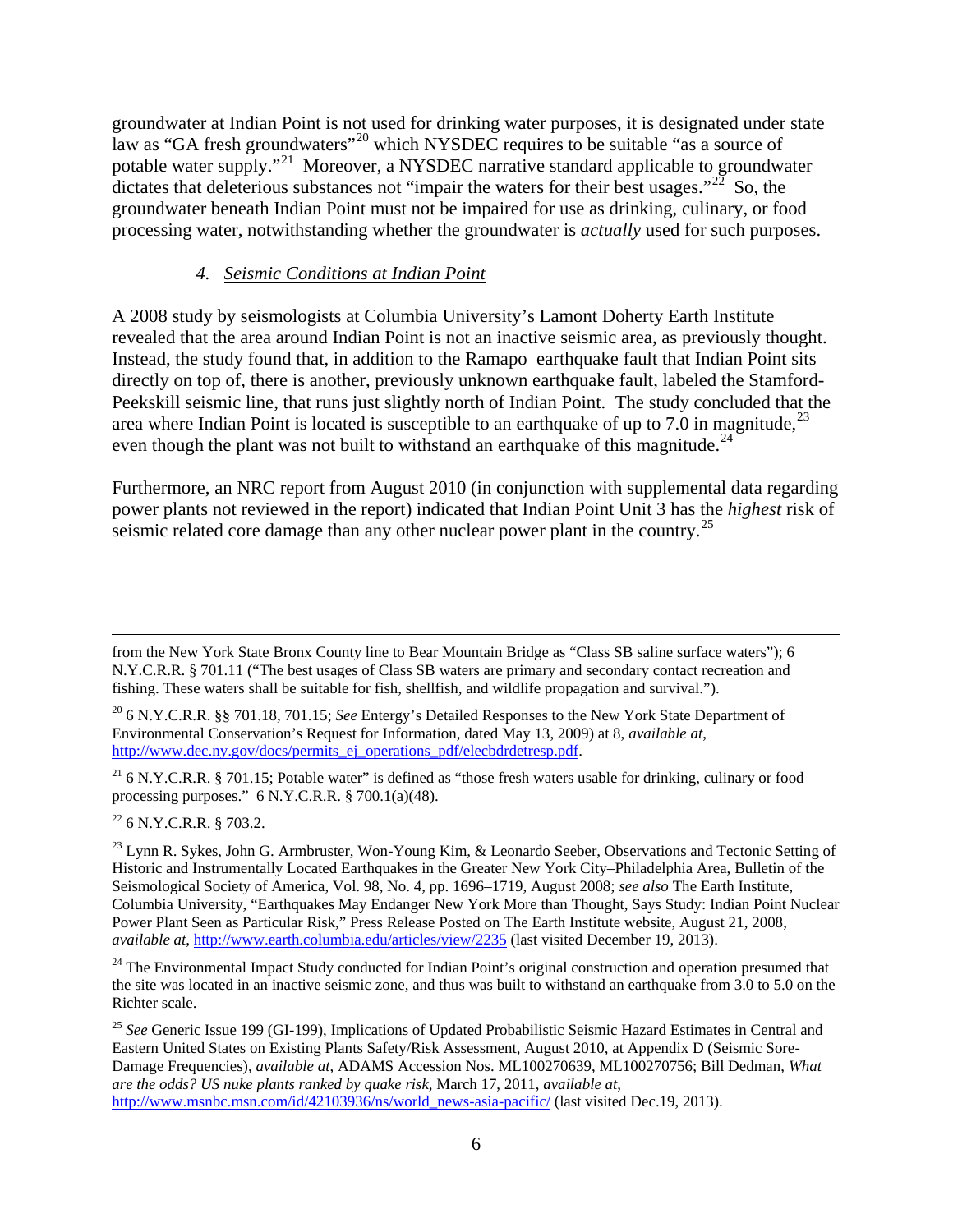groundwater at Indian Point is not used for drinking water purposes, it is designated under state law as "GA fresh groundwaters"[20] which NYSDEC requires to be suitable "as a source of potable water supply."[21] Moreover, a NYSDEC narrative standard applicable to groundwater dictates that deleterious substances not "impair the waters for their best usages."[22] So, the groundwater beneath Indian Point must not be impaired for use as drinking, culinary, or food processing water, notwithstanding whether the groundwater is *actually* used for such purposes.

#### *4. Seismic Conditions at Indian Point*

A 2008 study by seismologists at Columbia University's Lamont Doherty Earth Institute revealed that the area around Indian Point is not an inactive seismic area, as previously thought. Instead, the study found that, in addition to the Ramapo earthquake fault that Indian Point sits directly on top of, there is another, previously unknown earthquake fault, labeled the Stamford-Peekskill seismic line, that runs just slightly north of Indian Point. The study concluded that the area where Indian Point is located is susceptible to an earthquake of up to 7.0 in magnitude,[23] even though the plant was not built to withstand an earthquake of this magnitude.[24]

Furthermore, an NRC report from August 2010 (in conjunction with supplemental data regarding power plants not reviewed in the report) indicated that Indian Point Unit 3 has the *highest* risk of seismic related core damage than any other nuclear power plant in the country.[25]

---

from the New York State Bronx County line to Bear Mountain Bridge as "Class SB saline surface waters"); 6 N.Y.C.R.R. § 701.11 ("The best usages of Class SB waters are primary and secondary contact recreation and fishing. These waters shall be suitable for fish, shellfish, and wildlife propagation and survival.").

[20] 6 N.Y.C.R.R. §§ 701.18, 701.15; *See* Entergy's Detailed Responses to the New York State Department of Environmental Conservation's Request for Information, dated May 13, 2009) at 8, *available at*, http://www.dec.ny.gov/docs/permits_ej_operations_pdf/elecbdrdetresp.pdf.

[21] 6 N.Y.C.R.R. § 701.15; Potable water" is defined as "those fresh waters usable for drinking, culinary or food processing purposes." 6 N.Y.C.R.R. § 700.1(a)(48).

[22] 6 N.Y.C.R.R. § 703.2.

[23] Lynn R. Sykes, John G. Armbruster, Won-Young Kim, & Leonardo Seeber, Observations and Tectonic Setting of Historic and Instrumentally Located Earthquakes in the Greater New York City–Philadelphia Area, Bulletin of the Seismological Society of America, Vol. 98, No. 4, pp. 1696–1719, August 2008; *see also* The Earth Institute, Columbia University, "Earthquakes May Endanger New York More than Thought, Says Study: Indian Point Nuclear Power Plant Seen as Particular Risk," Press Release Posted on The Earth Institute website, August 21, 2008, *available at*, http://www.earth.columbia.edu/articles/view/2235 (last visited December 19, 2013).

[24] The Environmental Impact Study conducted for Indian Point's original construction and operation presumed that the site was located in an inactive seismic zone, and thus was built to withstand an earthquake from 3.0 to 5.0 on the Richter scale.

[25] *See* Generic Issue 199 (GI-199), Implications of Updated Probabilistic Seismic Hazard Estimates in Central and Eastern United States on Existing Plants Safety/Risk Assessment, August 2010, at Appendix D (Seismic Sore-Damage Frequencies), *available at*, ADAMS Accession Nos. ML100270639, ML100270756; Bill Dedman, *What are the odds? US nuke plants ranked by quake risk*, March 17, 2011, *available at*, http://www.msnbc.msn.com/id/42103936/ns/world_news-asia-pacific/ (last visited Dec.19, 2013).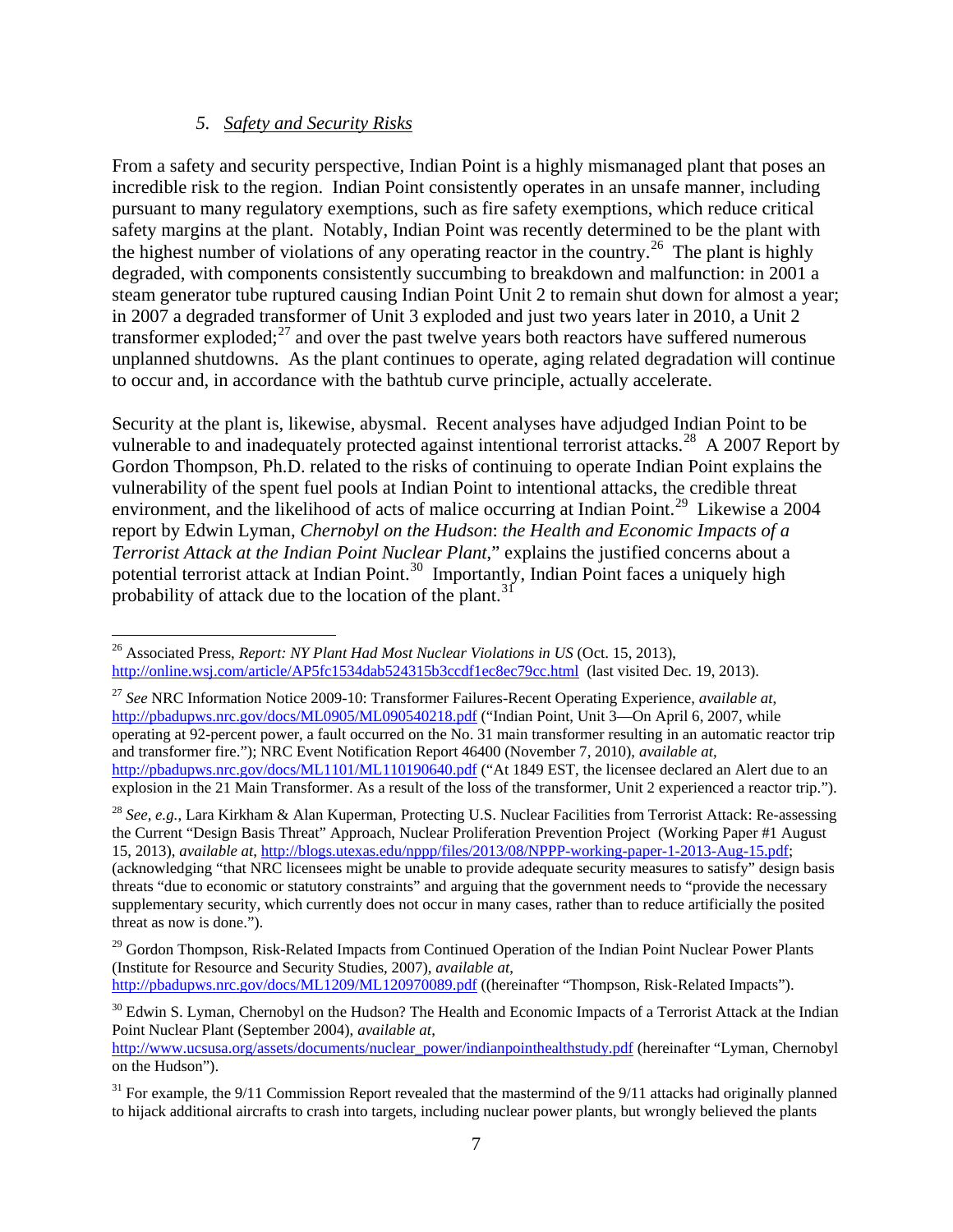### 5. *Safety and Security Risks*

From a safety and security perspective, Indian Point is a highly mismanaged plant that poses an incredible risk to the region. Indian Point consistently operates in an unsafe manner, including pursuant to many regulatory exemptions, such as fire safety exemptions, which reduce critical safety margins at the plant. Notably, Indian Point was recently determined to be the plant with the highest number of violations of any operating reactor in the country.[26] The plant is highly degraded, with components consistently succumbing to breakdown and malfunction: in 2001 a steam generator tube ruptured causing Indian Point Unit 2 to remain shut down for almost a year; in 2007 a degraded transformer of Unit 3 exploded and just two years later in 2010, a Unit 2 transformer exploded;[27] and over the past twelve years both reactors have suffered numerous unplanned shutdowns. As the plant continues to operate, aging related degradation will continue to occur and, in accordance with the bathtub curve principle, actually accelerate.

Security at the plant is, likewise, abysmal. Recent analyses have adjudged Indian Point to be vulnerable to and inadequately protected against intentional terrorist attacks.[28] A 2007 Report by Gordon Thompson, Ph.D. related to the risks of continuing to operate Indian Point explains the vulnerability of the spent fuel pools at Indian Point to intentional attacks, the credible threat environment, and the likelihood of acts of malice occurring at Indian Point.[29] Likewise a 2004 report by Edwin Lyman, *Chernobyl on the Hudson*: *the Health and Economic Impacts of a Terrorist Attack at the Indian Point Nuclear Plant*," explains the justified concerns about a potential terrorist attack at Indian Point.[30] Importantly, Indian Point faces a uniquely high probability of attack due to the location of the plant.[31]

---

[26] Associated Press, *Report: NY Plant Had Most Nuclear Violations in US* (Oct. 15, 2013), http://online.wsj.com/article/AP5fc1534dab524315b3ccdf1ec8ec79cc.html (last visited Dec. 19, 2013).

[27] *See* NRC Information Notice 2009-10: Transformer Failures-Recent Operating Experience, *available at*, http://pbadupws.nrc.gov/docs/ML0905/ML090540218.pdf ("Indian Point, Unit 3—On April 6, 2007, while operating at 92-percent power, a fault occurred on the No. 31 main transformer resulting in an automatic reactor trip and transformer fire."); NRC Event Notification Report 46400 (November 7, 2010), *available at*, http://pbadupws.nrc.gov/docs/ML1101/ML110190640.pdf ("At 1849 EST, the licensee declared an Alert due to an explosion in the 21 Main Transformer. As a result of the loss of the transformer, Unit 2 experienced a reactor trip.").

[28] *See, e.g.*, Lara Kirkham & Alan Kuperman, Protecting U.S. Nuclear Facilities from Terrorist Attack: Re-assessing the Current "Design Basis Threat" Approach, Nuclear Proliferation Prevention Project (Working Paper #1 August 15, 2013), *available at*, http://blogs.utexas.edu/nppp/files/2013/08/NPPP-working-paper-1-2013-Aug-15.pdf; (acknowledging "that NRC licensees might be unable to provide adequate security measures to satisfy" design basis threats "due to economic or statutory constraints" and arguing that the government needs to "provide the necessary supplementary security, which currently does not occur in many cases, rather than to reduce artificially the posited threat as now is done.").

[29] Gordon Thompson, Risk-Related Impacts from Continued Operation of the Indian Point Nuclear Power Plants (Institute for Resource and Security Studies, 2007), *available at*, http://pbadupws.nrc.gov/docs/ML1209/ML120970089.pdf ((hereinafter "Thompson, Risk-Related Impacts").

[30] Edwin S. Lyman, Chernobyl on the Hudson? The Health and Economic Impacts of a Terrorist Attack at the Indian Point Nuclear Plant (September 2004), *available at*, http://www.ucsusa.org/assets/documents/nuclear_power/indianpointhealthstudy.pdf (hereinafter "Lyman, Chernobyl on the Hudson").

[31] For example, the 9/11 Commission Report revealed that the mastermind of the 9/11 attacks had originally planned to hijack additional aircrafts to crash into targets, including nuclear power plants, but wrongly believed the plants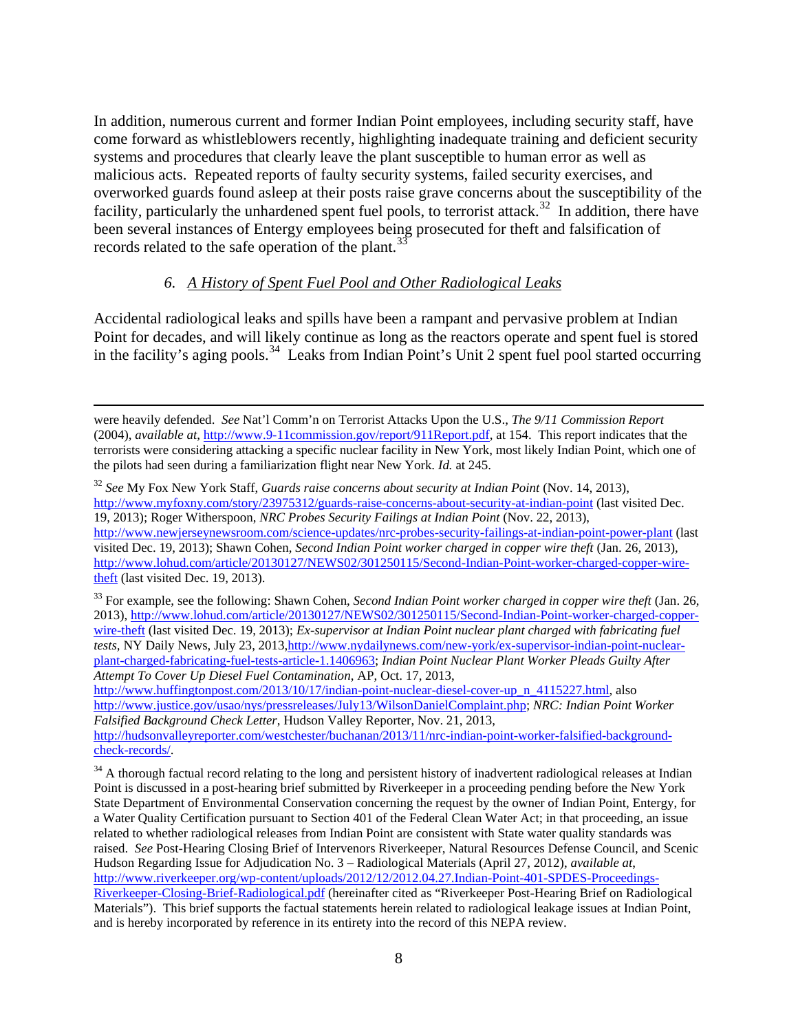In addition, numerous current and former Indian Point employees, including security staff, have come forward as whistleblowers recently, highlighting inadequate training and deficient security systems and procedures that clearly leave the plant susceptible to human error as well as malicious acts. Repeated reports of faulty security systems, failed security exercises, and overworked guards found asleep at their posts raise grave concerns about the susceptibility of the facility, particularly the unhardened spent fuel pools, to terrorist attack.[32] In addition, there have been several instances of Entergy employees being prosecuted for theft and falsification of records related to the safe operation of the plant.[33]

### 6. A History of Spent Fuel Pool and Other Radiological Leaks

Accidental radiological leaks and spills have been a rampant and pervasive problem at Indian Point for decades, and will likely continue as long as the reactors operate and spent fuel is stored in the facility's aging pools.[34] Leaks from Indian Point's Unit 2 spent fuel pool started occurring

---

were heavily defended. *See* Nat'l Comm'n on Terrorist Attacks Upon the U.S., *The 9/11 Commission Report* (2004), *available at*, http://www.9-11commission.gov/report/911Report.pdf, at 154. This report indicates that the terrorists were considering attacking a specific nuclear facility in New York, most likely Indian Point, which one of the pilots had seen during a familiarization flight near New York. *Id.* at 245.

[32] *See* My Fox New York Staff, *Guards raise concerns about security at Indian Point* (Nov. 14, 2013), http://www.myfoxny.com/story/23975312/guards-raise-concerns-about-security-at-indian-point (last visited Dec. 19, 2013); Roger Witherspoon, *NRC Probes Security Failings at Indian Point* (Nov. 22, 2013), http://www.newjerseynewsroom.com/science-updates/nrc-probes-security-failings-at-indian-point-power-plant (last visited Dec. 19, 2013); Shawn Cohen, *Second Indian Point worker charged in copper wire theft* (Jan. 26, 2013), http://www.lohud.com/article/20130127/NEWS02/301250115/Second-Indian-Point-worker-charged-copper-wire-theft (last visited Dec. 19, 2013).

[33] For example, see the following: Shawn Cohen, *Second Indian Point worker charged in copper wire theft* (Jan. 26, 2013), http://www.lohud.com/article/20130127/NEWS02/301250115/Second-Indian-Point-worker-charged-copper-wire-theft (last visited Dec. 19, 2013); *Ex-supervisor at Indian Point nuclear plant charged with fabricating fuel tests*, NY Daily News, July 23, 2013,http://www.nydailynews.com/new-york/ex-supervisor-indian-point-nuclear-plant-charged-fabricating-fuel-tests-article-1.1406963; *Indian Point Nuclear Plant Worker Pleads Guilty After Attempt To Cover Up Diesel Fuel Contamination*, AP, Oct. 17, 2013, http://www.huffingtonpost.com/2013/10/17/indian-point-nuclear-diesel-cover-up_n_4115227.html, also http://www.justice.gov/usao/nys/pressreleases/July13/WilsonDanielComplaint.php; *NRC: Indian Point Worker Falsified Background Check Letter*, Hudson Valley Reporter, Nov. 21, 2013, http://hudsonvalleyreporter.com/westchester/buchanan/2013/11/nrc-indian-point-worker-falsified-background-check-records/.

[34] A thorough factual record relating to the long and persistent history of inadvertent radiological releases at Indian Point is discussed in a post-hearing brief submitted by Riverkeeper in a proceeding pending before the New York State Department of Environmental Conservation concerning the request by the owner of Indian Point, Entergy, for a Water Quality Certification pursuant to Section 401 of the Federal Clean Water Act; in that proceeding, an issue related to whether radiological releases from Indian Point are consistent with State water quality standards was raised. *See* Post-Hearing Closing Brief of Intervenors Riverkeeper, Natural Resources Defense Council, and Scenic Hudson Regarding Issue for Adjudication No. 3 – Radiological Materials (April 27, 2012), *available at*, http://www.riverkeeper.org/wp-content/uploads/2012/12/2012.04.27.Indian-Point-401-SPDES-Proceedings-Riverkeeper-Closing-Brief-Radiological.pdf (hereinafter cited as "Riverkeeper Post-Hearing Brief on Radiological Materials"). This brief supports the factual statements herein related to radiological leakage issues at Indian Point, and is hereby incorporated by reference in its entirety into the record of this NEPA review.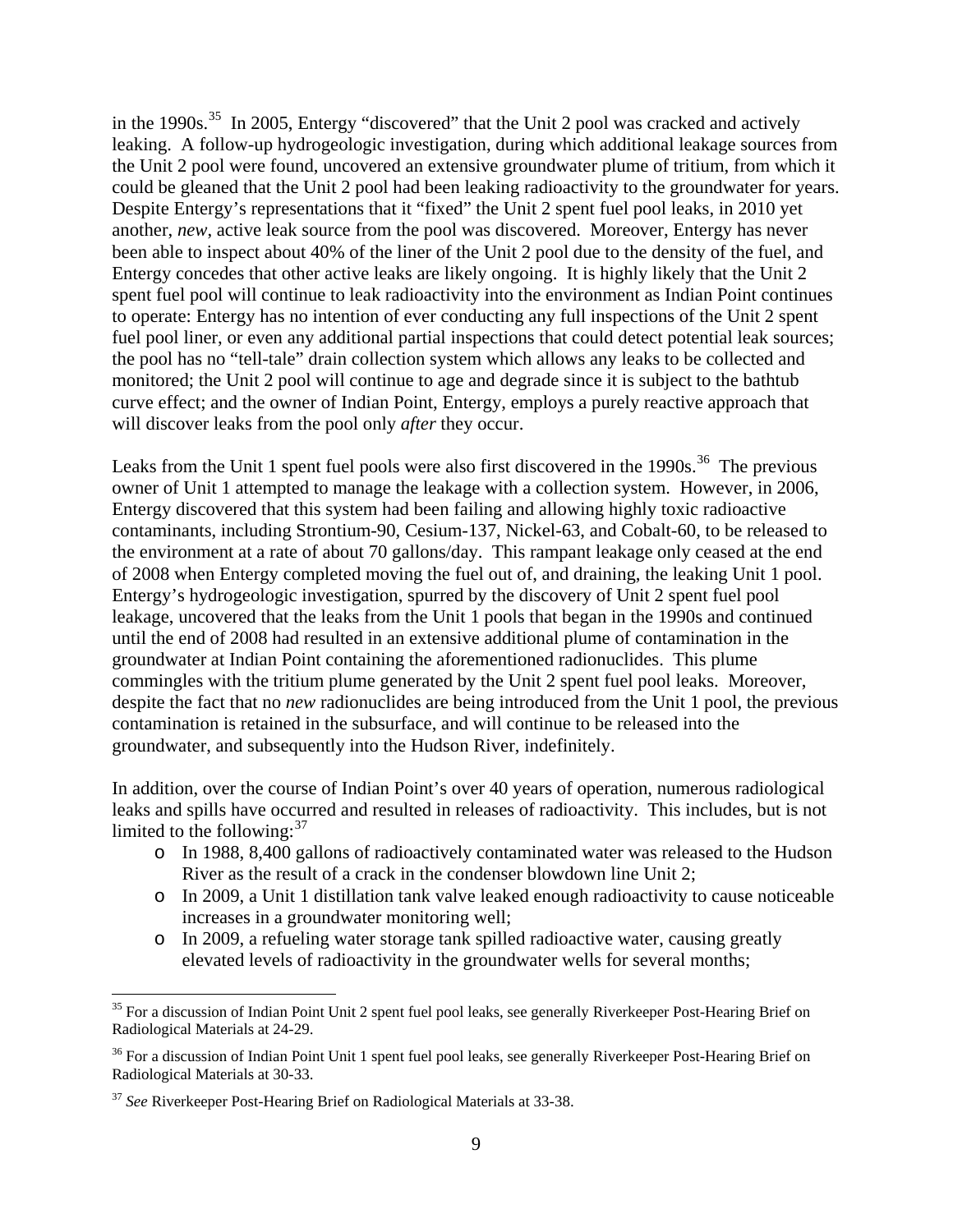in the 1990s.[35] In 2005, Entergy "discovered" that the Unit 2 pool was cracked and actively leaking. A follow-up hydrogeologic investigation, during which additional leakage sources from the Unit 2 pool were found, uncovered an extensive groundwater plume of tritium, from which it could be gleaned that the Unit 2 pool had been leaking radioactivity to the groundwater for years. Despite Entergy's representations that it "fixed" the Unit 2 spent fuel pool leaks, in 2010 yet another, *new*, active leak source from the pool was discovered. Moreover, Entergy has never been able to inspect about 40% of the liner of the Unit 2 pool due to the density of the fuel, and Entergy concedes that other active leaks are likely ongoing. It is highly likely that the Unit 2 spent fuel pool will continue to leak radioactivity into the environment as Indian Point continues to operate: Entergy has no intention of ever conducting any full inspections of the Unit 2 spent fuel pool liner, or even any additional partial inspections that could detect potential leak sources; the pool has no "tell-tale" drain collection system which allows any leaks to be collected and monitored; the Unit 2 pool will continue to age and degrade since it is subject to the bathtub curve effect; and the owner of Indian Point, Entergy, employs a purely reactive approach that will discover leaks from the pool only *after* they occur.

Leaks from the Unit 1 spent fuel pools were also first discovered in the 1990s.[36] The previous owner of Unit 1 attempted to manage the leakage with a collection system. However, in 2006, Entergy discovered that this system had been failing and allowing highly toxic radioactive contaminants, including Strontium-90, Cesium-137, Nickel-63, and Cobalt-60, to be released to the environment at a rate of about 70 gallons/day. This rampant leakage only ceased at the end of 2008 when Entergy completed moving the fuel out of, and draining, the leaking Unit 1 pool. Entergy's hydrogeologic investigation, spurred by the discovery of Unit 2 spent fuel pool leakage, uncovered that the leaks from the Unit 1 pools that began in the 1990s and continued until the end of 2008 had resulted in an extensive additional plume of contamination in the groundwater at Indian Point containing the aforementioned radionuclides. This plume commingles with the tritium plume generated by the Unit 2 spent fuel pool leaks. Moreover, despite the fact that no *new* radionuclides are being introduced from the Unit 1 pool, the previous contamination is retained in the subsurface, and will continue to be released into the groundwater, and subsequently into the Hudson River, indefinitely.

In addition, over the course of Indian Point's over 40 years of operation, numerous radiological leaks and spills have occurred and resulted in releases of radioactivity. This includes, but is not limited to the following:[37]

- In 1988, 8,400 gallons of radioactively contaminated water was released to the Hudson River as the result of a crack in the condenser blowdown line Unit 2;
- In 2009, a Unit 1 distillation tank valve leaked enough radioactivity to cause noticeable increases in a groundwater monitoring well;
- In 2009, a refueling water storage tank spilled radioactive water, causing greatly elevated levels of radioactivity in the groundwater wells for several months;

---

[35] For a discussion of Indian Point Unit 2 spent fuel pool leaks, see generally Riverkeeper Post-Hearing Brief on Radiological Materials at 24-29.

[36] For a discussion of Indian Point Unit 1 spent fuel pool leaks, see generally Riverkeeper Post-Hearing Brief on Radiological Materials at 30-33.

[37] *See* Riverkeeper Post-Hearing Brief on Radiological Materials at 33-38.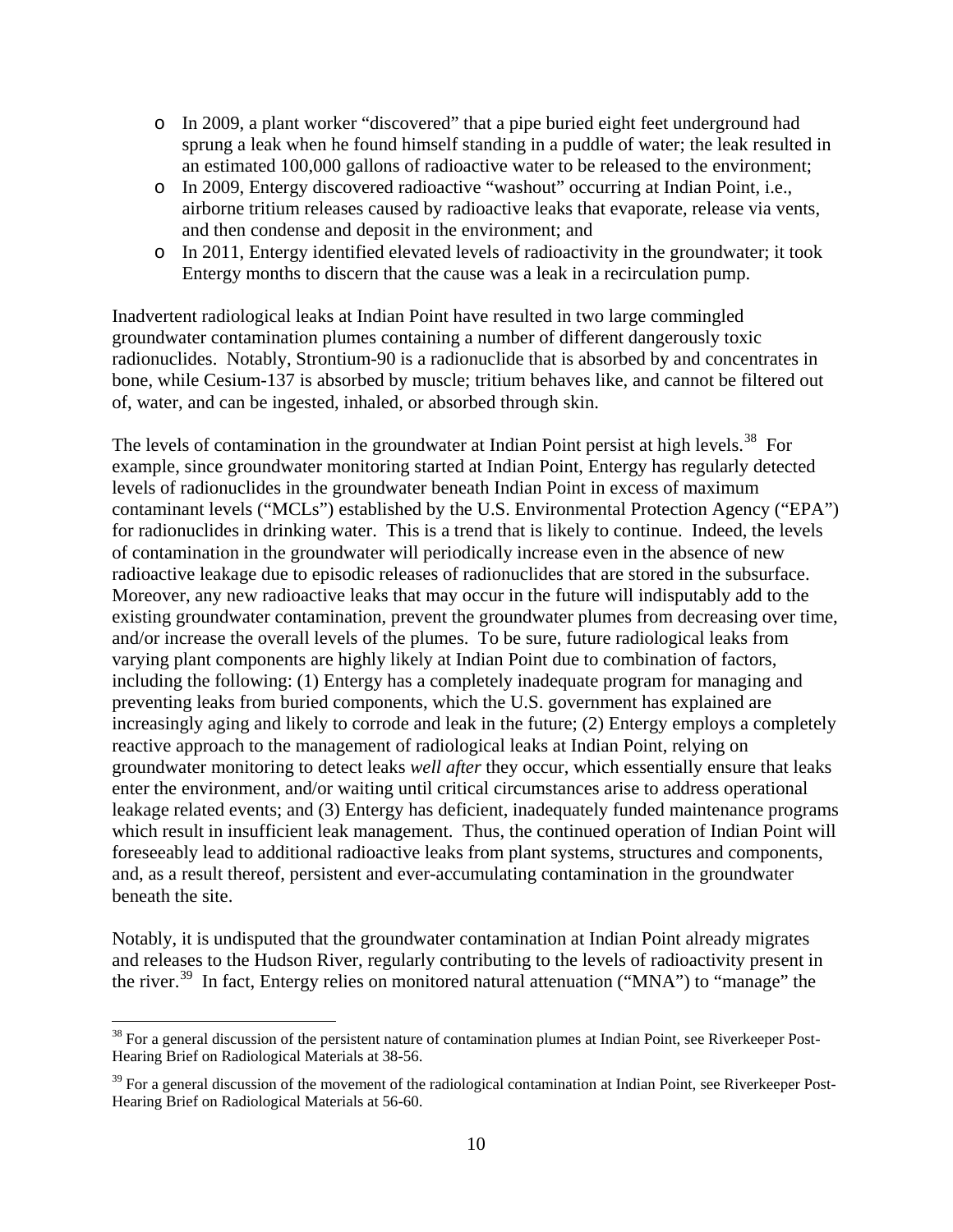- In 2009, a plant worker "discovered" that a pipe buried eight feet underground had sprung a leak when he found himself standing in a puddle of water; the leak resulted in an estimated 100,000 gallons of radioactive water to be released to the environment;
- In 2009, Entergy discovered radioactive "washout" occurring at Indian Point, i.e., airborne tritium releases caused by radioactive leaks that evaporate, release via vents, and then condense and deposit in the environment; and
- In 2011, Entergy identified elevated levels of radioactivity in the groundwater; it took Entergy months to discern that the cause was a leak in a recirculation pump.

Inadvertent radiological leaks at Indian Point have resulted in two large commingled groundwater contamination plumes containing a number of different dangerously toxic radionuclides. Notably, Strontium-90 is a radionuclide that is absorbed by and concentrates in bone, while Cesium-137 is absorbed by muscle; tritium behaves like, and cannot be filtered out of, water, and can be ingested, inhaled, or absorbed through skin.

The levels of contamination in the groundwater at Indian Point persist at high levels.[38] For example, since groundwater monitoring started at Indian Point, Entergy has regularly detected levels of radionuclides in the groundwater beneath Indian Point in excess of maximum contaminant levels ("MCLs") established by the U.S. Environmental Protection Agency ("EPA") for radionuclides in drinking water. This is a trend that is likely to continue. Indeed, the levels of contamination in the groundwater will periodically increase even in the absence of new radioactive leakage due to episodic releases of radionuclides that are stored in the subsurface. Moreover, any new radioactive leaks that may occur in the future will indisputably add to the existing groundwater contamination, prevent the groundwater plumes from decreasing over time, and/or increase the overall levels of the plumes. To be sure, future radiological leaks from varying plant components are highly likely at Indian Point due to combination of factors, including the following: (1) Entergy has a completely inadequate program for managing and preventing leaks from buried components, which the U.S. government has explained are increasingly aging and likely to corrode and leak in the future; (2) Entergy employs a completely reactive approach to the management of radiological leaks at Indian Point, relying on groundwater monitoring to detect leaks *well after* they occur, which essentially ensure that leaks enter the environment, and/or waiting until critical circumstances arise to address operational leakage related events; and (3) Entergy has deficient, inadequately funded maintenance programs which result in insufficient leak management. Thus, the continued operation of Indian Point will foreseeably lead to additional radioactive leaks from plant systems, structures and components, and, as a result thereof, persistent and ever-accumulating contamination in the groundwater beneath the site.

Notably, it is undisputed that the groundwater contamination at Indian Point already migrates and releases to the Hudson River, regularly contributing to the levels of radioactivity present in the river.[39] In fact, Entergy relies on monitored natural attenuation ("MNA") to "manage" the

---

[38] For a general discussion of the persistent nature of contamination plumes at Indian Point, see Riverkeeper Post-Hearing Brief on Radiological Materials at 38-56.

[39] For a general discussion of the movement of the radiological contamination at Indian Point, see Riverkeeper Post-Hearing Brief on Radiological Materials at 56-60.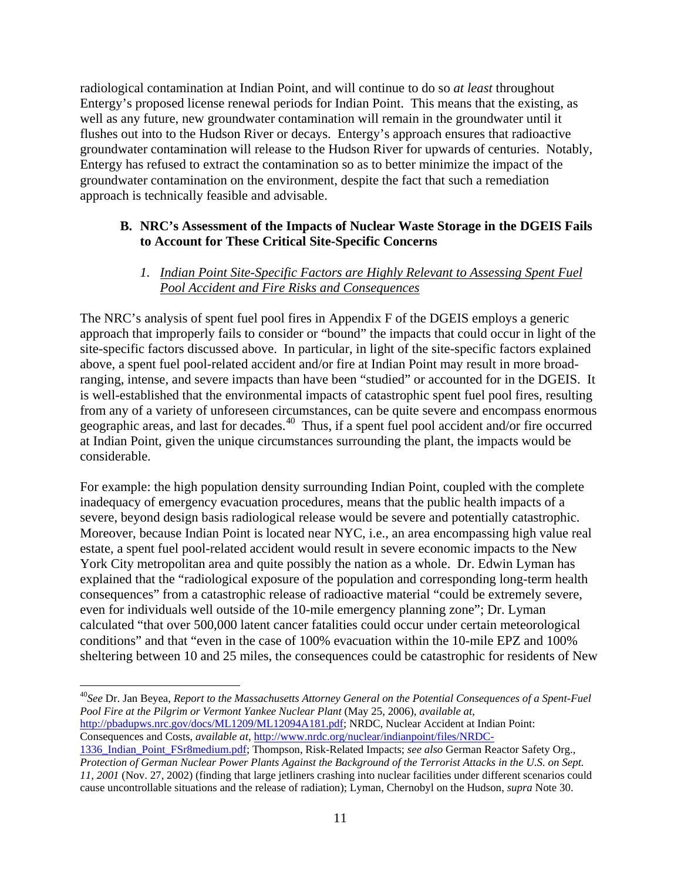radiological contamination at Indian Point, and will continue to do so *at least* throughout Entergy's proposed license renewal periods for Indian Point. This means that the existing, as well as any future, new groundwater contamination will remain in the groundwater until it flushes out into to the Hudson River or decays. Entergy's approach ensures that radioactive groundwater contamination will release to the Hudson River for upwards of centuries. Notably, Entergy has refused to extract the contamination so as to better minimize the impact of the groundwater contamination on the environment, despite the fact that such a remediation approach is technically feasible and advisable.

### B. NRC's Assessment of the Impacts of Nuclear Waste Storage in the DGEIS Fails to Account for These Critical Site-Specific Concerns

#### *1. Indian Point Site-Specific Factors are Highly Relevant to Assessing Spent Fuel Pool Accident and Fire Risks and Consequences*

The NRC's analysis of spent fuel pool fires in Appendix F of the DGEIS employs a generic approach that improperly fails to consider or "bound" the impacts that could occur in light of the site-specific factors discussed above. In particular, in light of the site-specific factors explained above, a spent fuel pool-related accident and/or fire at Indian Point may result in more broad-ranging, intense, and severe impacts than have been "studied" or accounted for in the DGEIS. It is well-established that the environmental impacts of catastrophic spent fuel pool fires, resulting from any of a variety of unforeseen circumstances, can be quite severe and encompass enormous geographic areas, and last for decades.[40] Thus, if a spent fuel pool accident and/or fire occurred at Indian Point, given the unique circumstances surrounding the plant, the impacts would be considerable.

For example: the high population density surrounding Indian Point, coupled with the complete inadequacy of emergency evacuation procedures, means that the public health impacts of a severe, beyond design basis radiological release would be severe and potentially catastrophic. Moreover, because Indian Point is located near NYC, i.e., an area encompassing high value real estate, a spent fuel pool-related accident would result in severe economic impacts to the New York City metropolitan area and quite possibly the nation as a whole. Dr. Edwin Lyman has explained that the "radiological exposure of the population and corresponding long-term health consequences" from a catastrophic release of radioactive material "could be extremely severe, even for individuals well outside of the 10-mile emergency planning zone"; Dr. Lyman calculated "that over 500,000 latent cancer fatalities could occur under certain meteorological conditions" and that "even in the case of 100% evacuation within the 10-mile EPZ and 100% sheltering between 10 and 25 miles, the consequences could be catastrophic for residents of New

---

[40] *See* Dr. Jan Beyea, *Report to the Massachusetts Attorney General on the Potential Consequences of a Spent-Fuel Pool Fire at the Pilgrim or Vermont Yankee Nuclear Plant* (May 25, 2006), *available at*, http://pbadupws.nrc.gov/docs/ML1209/ML12094A181.pdf; NRDC, Nuclear Accident at Indian Point: Consequences and Costs, *available at*, http://www.nrdc.org/nuclear/indianpoint/files/NRDC-1336_Indian_Point_FSr8medium.pdf; Thompson, Risk-Related Impacts; *see also* German Reactor Safety Org., *Protection of German Nuclear Power Plants Against the Background of the Terrorist Attacks in the U.S. on Sept. 11, 2001* (Nov. 27, 2002) (finding that large jetliners crashing into nuclear facilities under different scenarios could cause uncontrollable situations and the release of radiation); Lyman, Chernobyl on the Hudson, *supra* Note 30.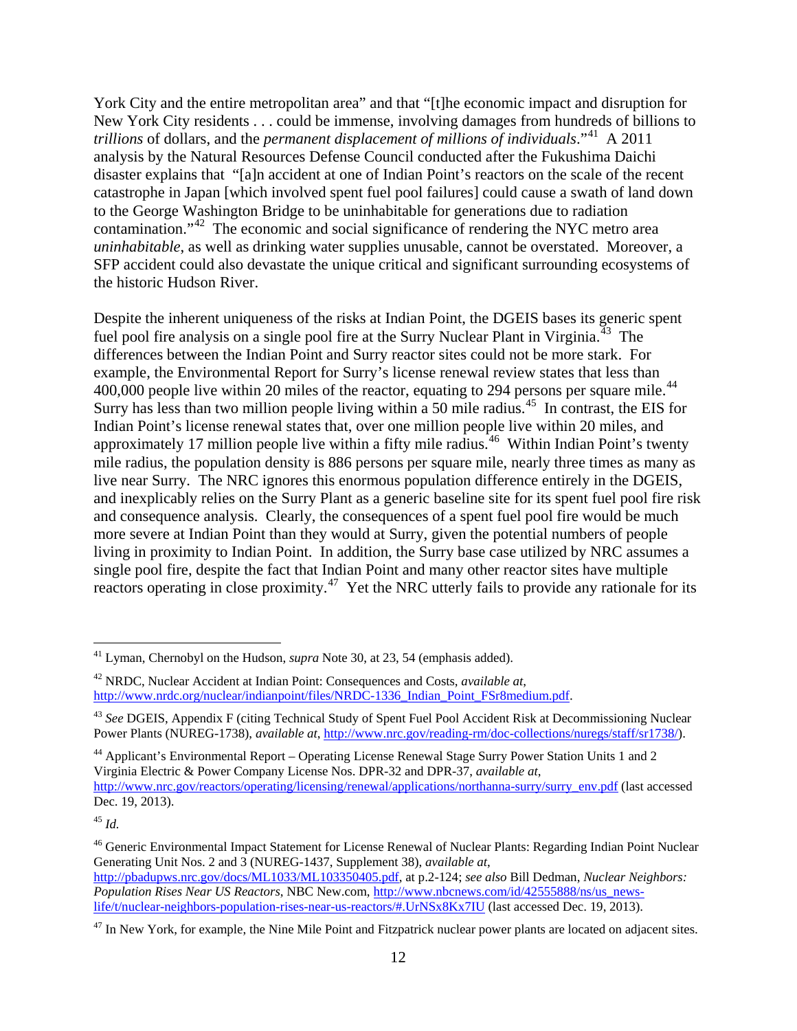York City and the entire metropolitan area" and that "[t]he economic impact and disruption for New York City residents . . . could be immense, involving damages from hundreds of billions to *trillions* of dollars, and the *permanent displacement of millions of individuals*."[41] A 2011 analysis by the Natural Resources Defense Council conducted after the Fukushima Daichi disaster explains that "[a]n accident at one of Indian Point's reactors on the scale of the recent catastrophe in Japan [which involved spent fuel pool failures] could cause a swath of land down to the George Washington Bridge to be uninhabitable for generations due to radiation contamination."[42] The economic and social significance of rendering the NYC metro area *uninhabitable*, as well as drinking water supplies unusable, cannot be overstated. Moreover, a SFP accident could also devastate the unique critical and significant surrounding ecosystems of the historic Hudson River.

Despite the inherent uniqueness of the risks at Indian Point, the DGEIS bases its generic spent fuel pool fire analysis on a single pool fire at the Surry Nuclear Plant in Virginia.[43] The differences between the Indian Point and Surry reactor sites could not be more stark. For example, the Environmental Report for Surry's license renewal review states that less than 400,000 people live within 20 miles of the reactor, equating to 294 persons per square mile.[44] Surry has less than two million people living within a 50 mile radius.[45] In contrast, the EIS for Indian Point's license renewal states that, over one million people live within 20 miles, and approximately 17 million people live within a fifty mile radius.[46] Within Indian Point's twenty mile radius, the population density is 886 persons per square mile, nearly three times as many as live near Surry. The NRC ignores this enormous population difference entirely in the DGEIS, and inexplicably relies on the Surry Plant as a generic baseline site for its spent fuel pool fire risk and consequence analysis. Clearly, the consequences of a spent fuel pool fire would be much more severe at Indian Point than they would at Surry, given the potential numbers of people living in proximity to Indian Point. In addition, the Surry base case utilized by NRC assumes a single pool fire, despite the fact that Indian Point and many other reactor sites have multiple reactors operating in close proximity.[47] Yet the NRC utterly fails to provide any rationale for its

---

[41] Lyman, Chernobyl on the Hudson, *supra* Note 30, at 23, 54 (emphasis added).

[42] NRDC, Nuclear Accident at Indian Point: Consequences and Costs, *available at*, http://www.nrdc.org/nuclear/indianpoint/files/NRDC-1336_Indian_Point_FSr8medium.pdf.

[43] *See* DGEIS, Appendix F (citing Technical Study of Spent Fuel Pool Accident Risk at Decommissioning Nuclear Power Plants (NUREG-1738), *available at*, http://www.nrc.gov/reading-rm/doc-collections/nuregs/staff/sr1738/).

[44] Applicant's Environmental Report – Operating License Renewal Stage Surry Power Station Units 1 and 2 Virginia Electric & Power Company License Nos. DPR-32 and DPR-37, *available at*, http://www.nrc.gov/reactors/operating/licensing/renewal/applications/northanna-surry/surry_env.pdf (last accessed Dec. 19, 2013).

[45] *Id.*

[46] Generic Environmental Impact Statement for License Renewal of Nuclear Plants: Regarding Indian Point Nuclear Generating Unit Nos. 2 and 3 (NUREG-1437, Supplement 38), *available at*, http://pbadupws.nrc.gov/docs/ML1033/ML103350405.pdf, at p.2-124; *see also* Bill Dedman, *Nuclear Neighbors: Population Rises Near US Reactors*, NBC New.com, http://www.nbcnews.com/id/42555888/ns/us_news-life/t/nuclear-neighbors-population-rises-near-us-reactors/#.UrNSx8Kx7IU (last accessed Dec. 19, 2013).

[47] In New York, for example, the Nine Mile Point and Fitzpatrick nuclear power plants are located on adjacent sites.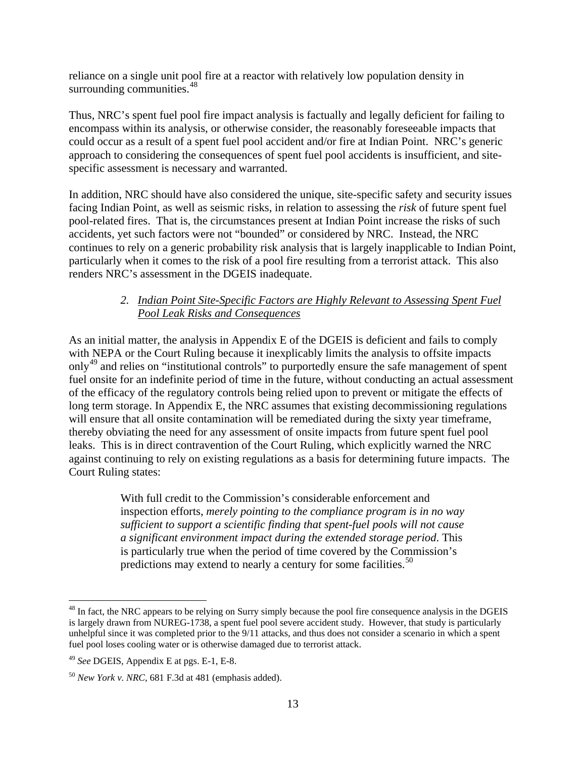reliance on a single unit pool fire at a reactor with relatively low population density in surrounding communities.[48]

Thus, NRC's spent fuel pool fire impact analysis is factually and legally deficient for failing to encompass within its analysis, or otherwise consider, the reasonably foreseeable impacts that could occur as a result of a spent fuel pool accident and/or fire at Indian Point. NRC's generic approach to considering the consequences of spent fuel pool accidents is insufficient, and site-specific assessment is necessary and warranted.

In addition, NRC should have also considered the unique, site-specific safety and security issues facing Indian Point, as well as seismic risks, in relation to assessing the *risk* of future spent fuel pool-related fires. That is, the circumstances present at Indian Point increase the risks of such accidents, yet such factors were not "bounded" or considered by NRC. Instead, the NRC continues to rely on a generic probability risk analysis that is largely inapplicable to Indian Point, particularly when it comes to the risk of a pool fire resulting from a terrorist attack. This also renders NRC's assessment in the DGEIS inadequate.

### 2. *Indian Point Site-Specific Factors are Highly Relevant to Assessing Spent Fuel Pool Leak Risks and Consequences*

As an initial matter, the analysis in Appendix E of the DGEIS is deficient and fails to comply with NEPA or the Court Ruling because it inexplicably limits the analysis to offsite impacts only[49] and relies on "institutional controls" to purportedly ensure the safe management of spent fuel onsite for an indefinite period of time in the future, without conducting an actual assessment of the efficacy of the regulatory controls being relied upon to prevent or mitigate the effects of long term storage. In Appendix E, the NRC assumes that existing decommissioning regulations will ensure that all onsite contamination will be remediated during the sixty year timeframe, thereby obviating the need for any assessment of onsite impacts from future spent fuel pool leaks. This is in direct contravention of the Court Ruling, which explicitly warned the NRC against continuing to rely on existing regulations as a basis for determining future impacts. The Court Ruling states:

> With full credit to the Commission's considerable enforcement and inspection efforts, *merely pointing to the compliance program is in no way sufficient to support a scientific finding that spent-fuel pools will not cause a significant environment impact during the extended storage period*. This is particularly true when the period of time covered by the Commission's predictions may extend to nearly a century for some facilities.[50]

---

[48] In fact, the NRC appears to be relying on Surry simply because the pool fire consequence analysis in the DGEIS is largely drawn from NUREG-1738, a spent fuel pool severe accident study. However, that study is particularly unhelpful since it was completed prior to the 9/11 attacks, and thus does not consider a scenario in which a spent fuel pool loses cooling water or is otherwise damaged due to terrorist attack.

[49] *See* DGEIS, Appendix E at pgs. E-1, E-8.

[50] *New York v. NRC*, 681 F.3d at 481 (emphasis added).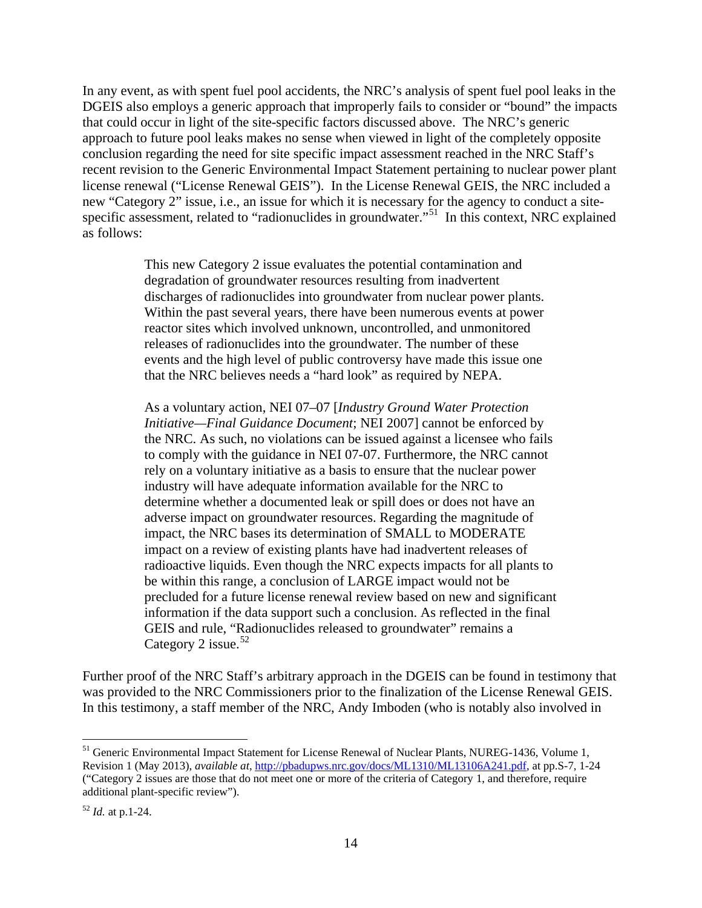In any event, as with spent fuel pool accidents, the NRC's analysis of spent fuel pool leaks in the DGEIS also employs a generic approach that improperly fails to consider or "bound" the impacts that could occur in light of the site-specific factors discussed above. The NRC's generic approach to future pool leaks makes no sense when viewed in light of the completely opposite conclusion regarding the need for site specific impact assessment reached in the NRC Staff's recent revision to the Generic Environmental Impact Statement pertaining to nuclear power plant license renewal ("License Renewal GEIS"). In the License Renewal GEIS, the NRC included a new "Category 2" issue, i.e., an issue for which it is necessary for the agency to conduct a site-specific assessment, related to "radionuclides in groundwater."[51] In this context, NRC explained as follows:

> This new Category 2 issue evaluates the potential contamination and degradation of groundwater resources resulting from inadvertent discharges of radionuclides into groundwater from nuclear power plants. Within the past several years, there have been numerous events at power reactor sites which involved unknown, uncontrolled, and unmonitored releases of radionuclides into the groundwater. The number of these events and the high level of public controversy have made this issue one that the NRC believes needs a "hard look" as required by NEPA.
>
> As a voluntary action, NEI 07–07 [*Industry Ground Water Protection Initiative—Final Guidance Document*; NEI 2007] cannot be enforced by the NRC. As such, no violations can be issued against a licensee who fails to comply with the guidance in NEI 07-07. Furthermore, the NRC cannot rely on a voluntary initiative as a basis to ensure that the nuclear power industry will have adequate information available for the NRC to determine whether a documented leak or spill does or does not have an adverse impact on groundwater resources. Regarding the magnitude of impact, the NRC bases its determination of SMALL to MODERATE impact on a review of existing plants have had inadvertent releases of radioactive liquids. Even though the NRC expects impacts for all plants to be within this range, a conclusion of LARGE impact would not be precluded for a future license renewal review based on new and significant information if the data support such a conclusion. As reflected in the final GEIS and rule, "Radionuclides released to groundwater" remains a Category 2 issue.[52]

Further proof of the NRC Staff's arbitrary approach in the DGEIS can be found in testimony that was provided to the NRC Commissioners prior to the finalization of the License Renewal GEIS. In this testimony, a staff member of the NRC, Andy Imboden (who is notably also involved in

---

[51] Generic Environmental Impact Statement for License Renewal of Nuclear Plants, NUREG-1436, Volume 1, Revision 1 (May 2013), *available at*, http://pbadupws.nrc.gov/docs/ML1310/ML13106A241.pdf, at pp.S-7, 1-24 ("Category 2 issues are those that do not meet one or more of the criteria of Category 1, and therefore, require additional plant-specific review").

[52] *Id.* at p.1-24.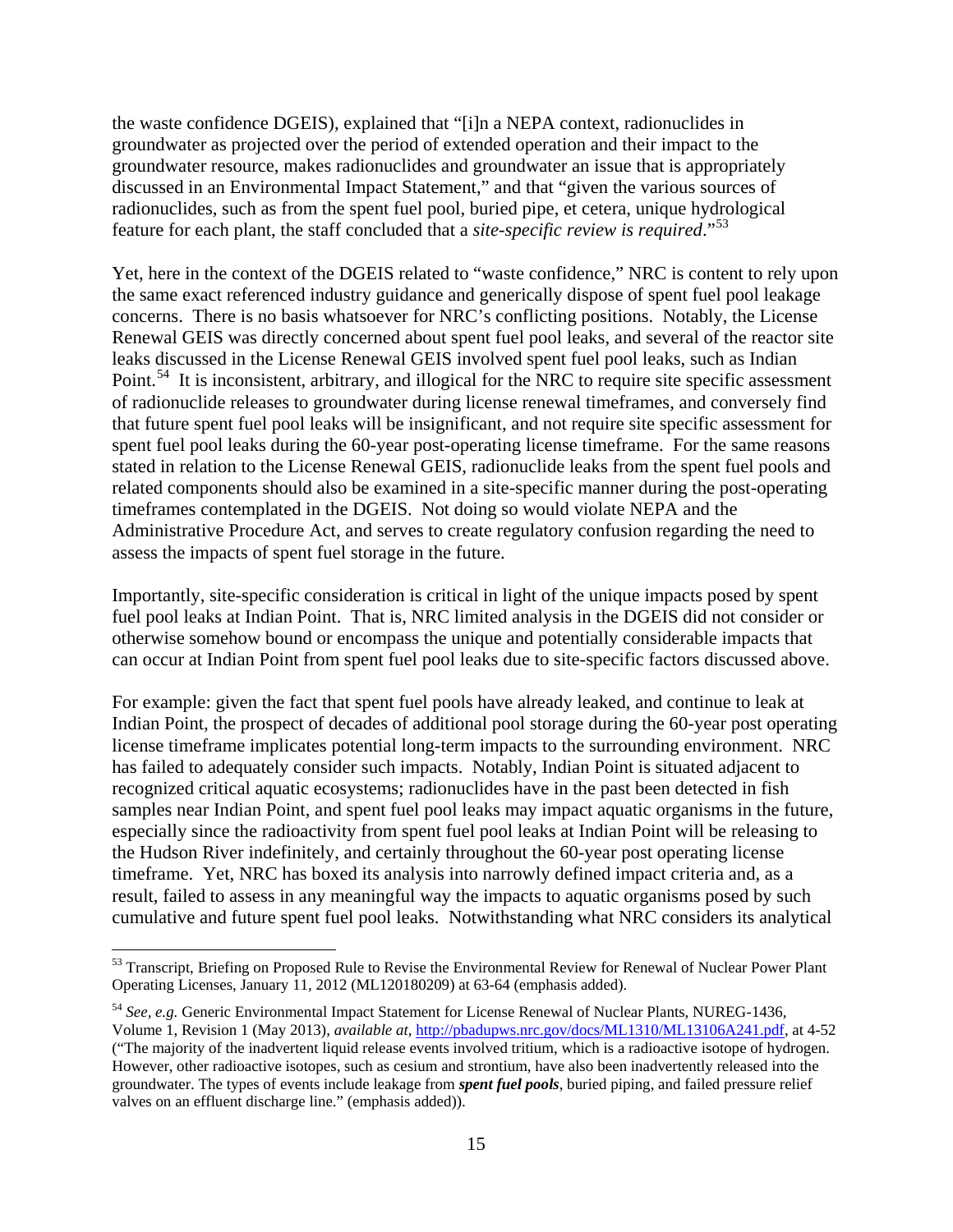the waste confidence DGEIS), explained that "[i]n a NEPA context, radionuclides in groundwater as projected over the period of extended operation and their impact to the groundwater resource, makes radionuclides and groundwater an issue that is appropriately discussed in an Environmental Impact Statement," and that "given the various sources of radionuclides, such as from the spent fuel pool, buried pipe, et cetera, unique hydrological feature for each plant, the staff concluded that a *site-specific review is required*."[53]

Yet, here in the context of the DGEIS related to "waste confidence," NRC is content to rely upon the same exact referenced industry guidance and generically dispose of spent fuel pool leakage concerns. There is no basis whatsoever for NRC's conflicting positions. Notably, the License Renewal GEIS was directly concerned about spent fuel pool leaks, and several of the reactor site leaks discussed in the License Renewal GEIS involved spent fuel pool leaks, such as Indian Point.[54] It is inconsistent, arbitrary, and illogical for the NRC to require site specific assessment of radionuclide releases to groundwater during license renewal timeframes, and conversely find that future spent fuel pool leaks will be insignificant, and not require site specific assessment for spent fuel pool leaks during the 60-year post-operating license timeframe. For the same reasons stated in relation to the License Renewal GEIS, radionuclide leaks from the spent fuel pools and related components should also be examined in a site-specific manner during the post-operating timeframes contemplated in the DGEIS. Not doing so would violate NEPA and the Administrative Procedure Act, and serves to create regulatory confusion regarding the need to assess the impacts of spent fuel storage in the future.

Importantly, site-specific consideration is critical in light of the unique impacts posed by spent fuel pool leaks at Indian Point. That is, NRC limited analysis in the DGEIS did not consider or otherwise somehow bound or encompass the unique and potentially considerable impacts that can occur at Indian Point from spent fuel pool leaks due to site-specific factors discussed above.

For example: given the fact that spent fuel pools have already leaked, and continue to leak at Indian Point, the prospect of decades of additional pool storage during the 60-year post operating license timeframe implicates potential long-term impacts to the surrounding environment. NRC has failed to adequately consider such impacts. Notably, Indian Point is situated adjacent to recognized critical aquatic ecosystems; radionuclides have in the past been detected in fish samples near Indian Point, and spent fuel pool leaks may impact aquatic organisms in the future, especially since the radioactivity from spent fuel pool leaks at Indian Point will be releasing to the Hudson River indefinitely, and certainly throughout the 60-year post operating license timeframe. Yet, NRC has boxed its analysis into narrowly defined impact criteria and, as a result, failed to assess in any meaningful way the impacts to aquatic organisms posed by such cumulative and future spent fuel pool leaks. Notwithstanding what NRC considers its analytical

---

[53] Transcript, Briefing on Proposed Rule to Revise the Environmental Review for Renewal of Nuclear Power Plant Operating Licenses, January 11, 2012 (ML120180209) at 63-64 (emphasis added).

[54] *See, e.g.* Generic Environmental Impact Statement for License Renewal of Nuclear Plants, NUREG-1436, Volume 1, Revision 1 (May 2013), *available at*, http://pbadupws.nrc.gov/docs/ML1310/ML13106A241.pdf, at 4-52 ("The majority of the inadvertent liquid release events involved tritium, which is a radioactive isotope of hydrogen. However, other radioactive isotopes, such as cesium and strontium, have also been inadvertently released into the groundwater. The types of events include leakage from ***spent fuel pools***, buried piping, and failed pressure relief valves on an effluent discharge line." (emphasis added)).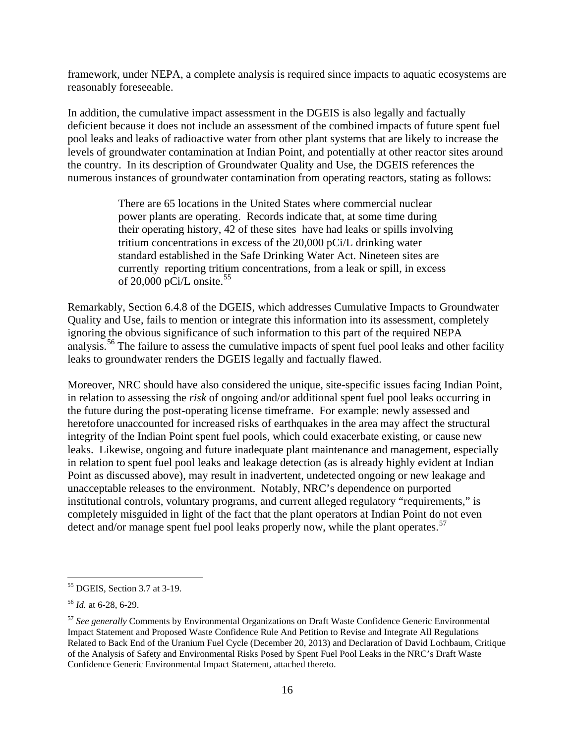framework, under NEPA, a complete analysis is required since impacts to aquatic ecosystems are reasonably foreseeable.

In addition, the cumulative impact assessment in the DGEIS is also legally and factually deficient because it does not include an assessment of the combined impacts of future spent fuel pool leaks and leaks of radioactive water from other plant systems that are likely to increase the levels of groundwater contamination at Indian Point, and potentially at other reactor sites around the country. In its description of Groundwater Quality and Use, the DGEIS references the numerous instances of groundwater contamination from operating reactors, stating as follows:

> There are 65 locations in the United States where commercial nuclear power plants are operating. Records indicate that, at some time during their operating history, 42 of these sites have had leaks or spills involving tritium concentrations in excess of the 20,000 pCi/L drinking water standard established in the Safe Drinking Water Act. Nineteen sites are currently reporting tritium concentrations, from a leak or spill, in excess of 20,000 pCi/L onsite.[55]

Remarkably, Section 6.4.8 of the DGEIS, which addresses Cumulative Impacts to Groundwater Quality and Use, fails to mention or integrate this information into its assessment, completely ignoring the obvious significance of such information to this part of the required NEPA analysis.[56] The failure to assess the cumulative impacts of spent fuel pool leaks and other facility leaks to groundwater renders the DGEIS legally and factually flawed.

Moreover, NRC should have also considered the unique, site-specific issues facing Indian Point, in relation to assessing the *risk* of ongoing and/or additional spent fuel pool leaks occurring in the future during the post-operating license timeframe. For example: newly assessed and heretofore unaccounted for increased risks of earthquakes in the area may affect the structural integrity of the Indian Point spent fuel pools, which could exacerbate existing, or cause new leaks. Likewise, ongoing and future inadequate plant maintenance and management, especially in relation to spent fuel pool leaks and leakage detection (as is already highly evident at Indian Point as discussed above), may result in inadvertent, undetected ongoing or new leakage and unacceptable releases to the environment. Notably, NRC's dependence on purported institutional controls, voluntary programs, and current alleged regulatory "requirements," is completely misguided in light of the fact that the plant operators at Indian Point do not even detect and/or manage spent fuel pool leaks properly now, while the plant operates.[57]

---

[55] DGEIS, Section 3.7 at 3-19.

[56] *Id.* at 6-28, 6-29.

[57] *See generally* Comments by Environmental Organizations on Draft Waste Confidence Generic Environmental Impact Statement and Proposed Waste Confidence Rule And Petition to Revise and Integrate All Regulations Related to Back End of the Uranium Fuel Cycle (December 20, 2013) and Declaration of David Lochbaum, Critique of the Analysis of Safety and Environmental Risks Posed by Spent Fuel Pool Leaks in the NRC's Draft Waste Confidence Generic Environmental Impact Statement, attached thereto.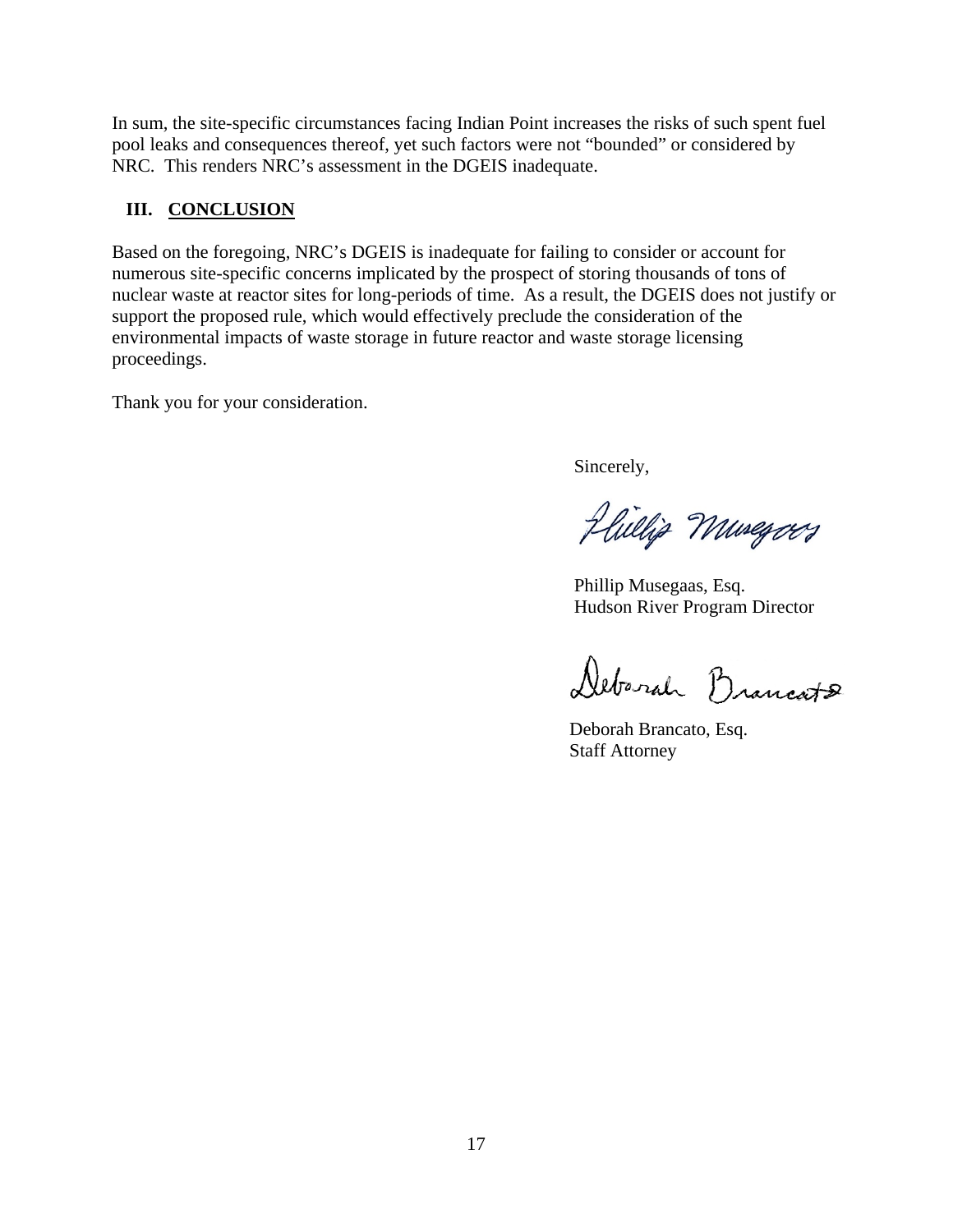In sum, the site-specific circumstances facing Indian Point increases the risks of such spent fuel pool leaks and consequences thereof, yet such factors were not "bounded" or considered by NRC. This renders NRC's assessment in the DGEIS inadequate.

## III. CONCLUSION

Based on the foregoing, NRC's DGEIS is inadequate for failing to consider or account for numerous site-specific concerns implicated by the prospect of storing thousands of tons of nuclear waste at reactor sites for long-periods of time. As a result, the DGEIS does not justify or support the proposed rule, which would effectively preclude the consideration of the environmental impacts of waste storage in future reactor and waste storage licensing proceedings.

Thank you for your consideration.

Sincerely,

Phillip Musegaas

Phillip Musegaas, Esq.
Hudson River Program Director

Deborah Brancato

Deborah Brancato, Esq.
Staff Attorney